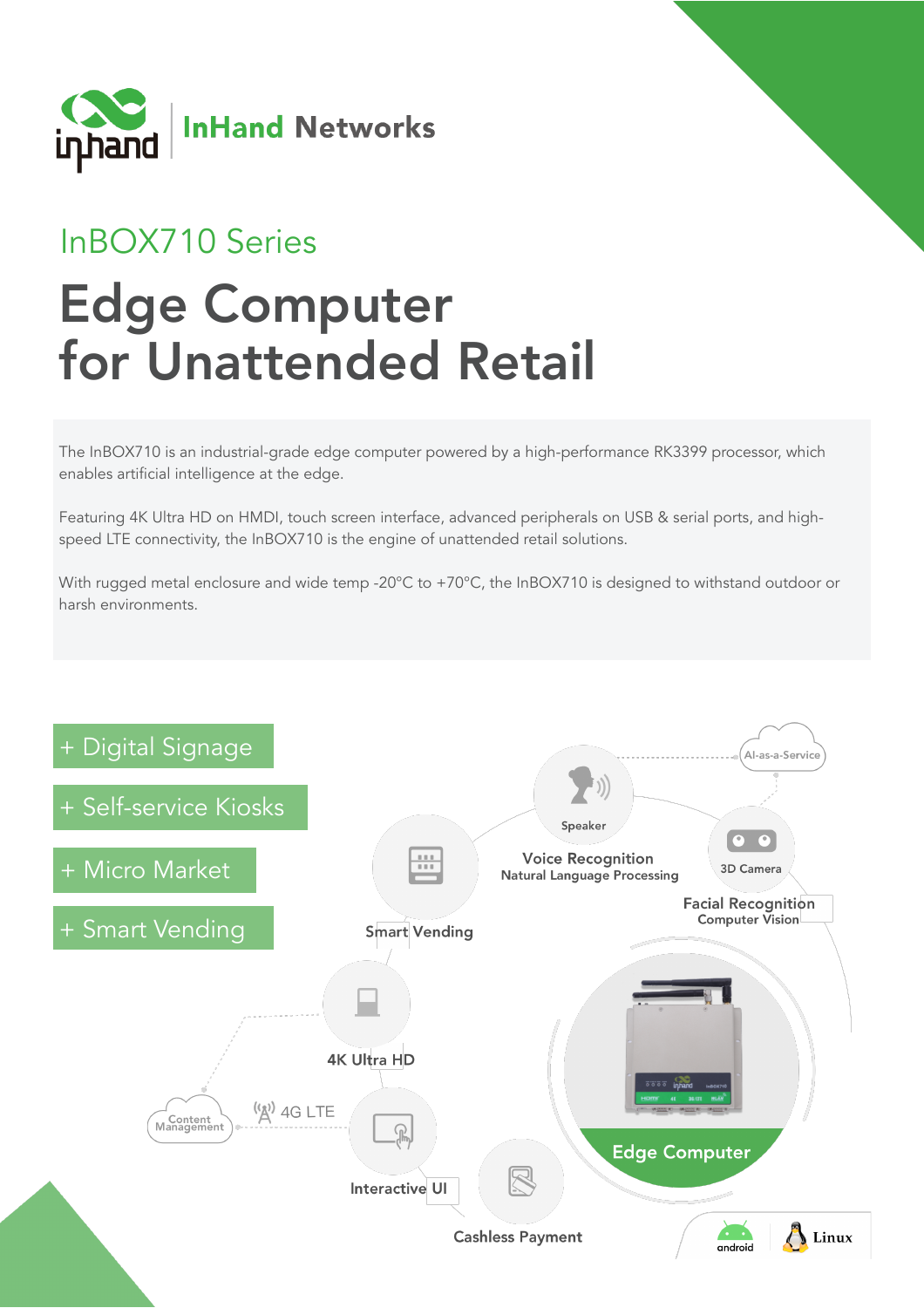InHand Networks

InBOX710 Series

# Edge Computer for Unattended Retail

The InBOX710 is an industrial-grade edge computer powered by a high-performance RK3399 processor, which enables artificial intelligence at the edge.

Featuring 4K Ultra HD on HMDI, touch screen interface, advanced peripherals on USB & serial ports, and high-speed LTE connectivity, the InBOX710 is the engine of unattended retail solutions.

With rugged metal enclosure and wide temp -20°C to +70°C, the InBOX710 is designed to withstand outdoor or harsh environments.

- + Digital Signage
- + Self-service Kiosks
- + Micro Market
- + Smart Vending

AI-as-a-Service

Speaker

Voice Recognition
Natural Language Processing

3D Camera

Facial Recognition
Computer Vision

Smart Vending

4K Ultra HD

Content Management

4G LTE

Interactive UI

Cashless Payment

Edge Computer

android

Linux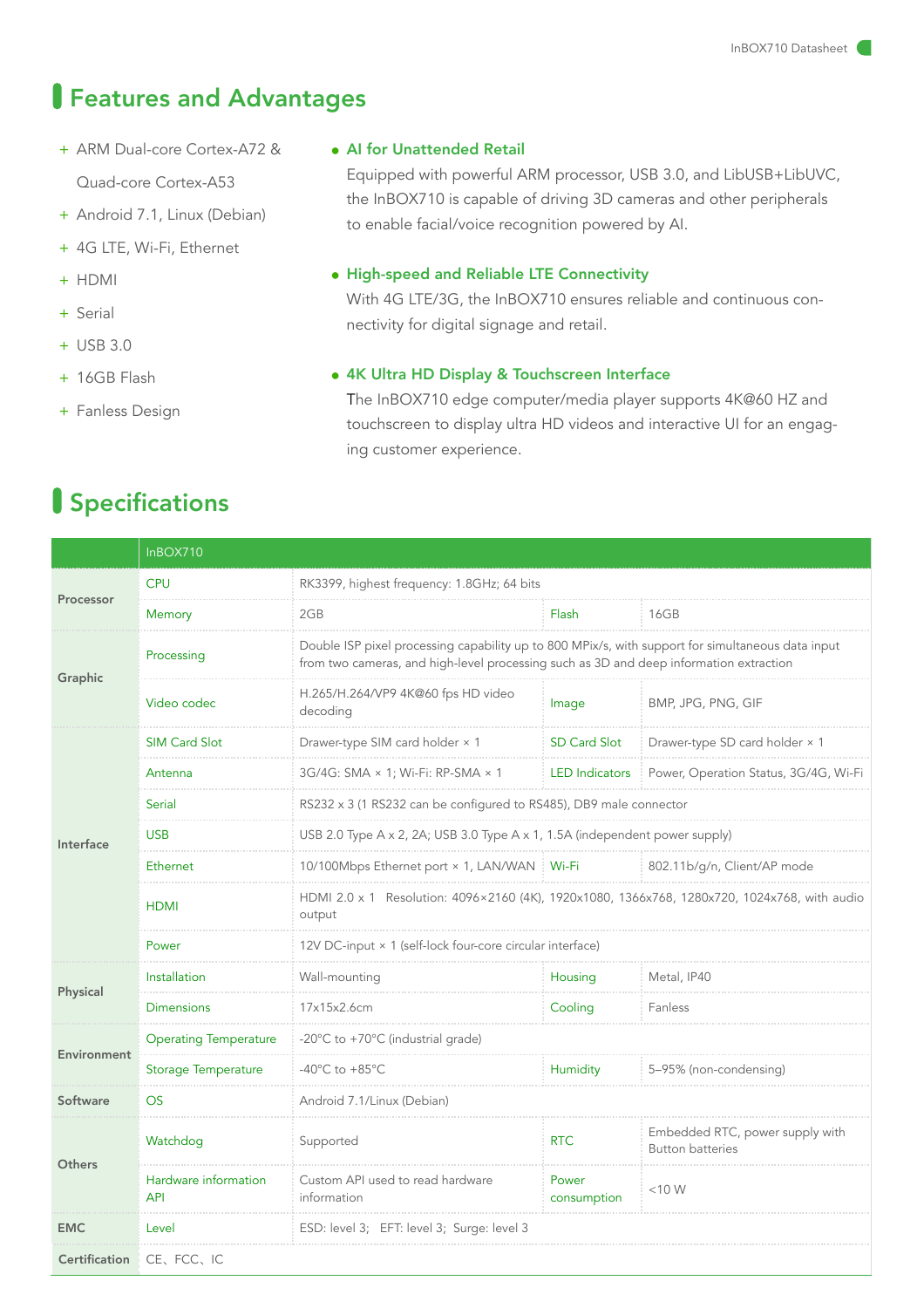## Features and Advantages

- ARM Dual-core Cortex-A72 & Quad-core Cortex-A53
- Android 7.1, Linux (Debian)
- 4G LTE, Wi-Fi, Ethernet
- HDMI
- Serial
- USB 3.0
- 16GB Flash
- Fanless Design

**AI for Unattended Retail**

Equipped with powerful ARM processor, USB 3.0, and LibUSB+LibUVC, the InBOX710 is capable of driving 3D cameras and other peripherals to enable facial/voice recognition powered by AI.

**High-speed and Reliable LTE Connectivity**

With 4G LTE/3G, the InBOX710 ensures reliable and continuous connectivity for digital signage and retail.

**4K Ultra HD Display & Touchscreen Interface**

The InBOX710 edge computer/media player supports 4K@60 HZ and touchscreen to display ultra HD videos and interactive UI for an engaging customer experience.

## Specifications

| | InBOX710 | | | |
|---|---|---|---|---|
| **Processor** | CPU | RK3399, highest frequency: 1.8GHz; 64 bits | | |
| | Memory | 2GB | Flash | 16GB |
| **Graphic** | Processing | Double ISP pixel processing capability up to 800 MPix/s, with support for simultaneous data input from two cameras, and high-level processing such as 3D and deep information extraction | | |
| | Video codec | H.265/H.264/VP9 4K@60 fps HD video decoding | Image | BMP, JPG, PNG, GIF |
| **Interface** | SIM Card Slot | Drawer-type SIM card holder × 1 | SD Card Slot | Drawer-type SD card holder × 1 |
| | Antenna | 3G/4G: SMA × 1; Wi-Fi: RP-SMA × 1 | LED Indicators | Power, Operation Status, 3G/4G, Wi-Fi |
| | Serial | RS232 x 3 (1 RS232 can be configured to RS485), DB9 male connector | | |
| | USB | USB 2.0 Type A x 2, 2A; USB 3.0 Type A x 1, 1.5A (independent power supply) | | |
| | Ethernet | 10/100Mbps Ethernet port × 1, LAN/WAN | Wi-Fi | 802.11b/g/n, Client/AP mode |
| | HDMI | HDMI 2.0 x 1 Resolution: 4096×2160 (4K), 1920x1080, 1366x768, 1280x720, 1024x768, with audio output | | |
| | Power | 12V DC-input × 1 (self-lock four-core circular interface) | | |
| **Physical** | Installation | Wall-mounting | Housing | Metal, IP40 |
| | Dimensions | 17x15x2.6cm | Cooling | Fanless |
| **Environment** | Operating Temperature | -20°C to +70°C (industrial grade) | | |
| | Storage Temperature | -40°C to +85°C | Humidity | 5–95% (non-condensing) |
| **Software** | OS | Android 7.1/Linux (Debian) | | |
| **Others** | Watchdog | Supported | RTC | Embedded RTC, power supply with Button batteries |
| | Hardware information API | Custom API used to read hardware information | Power consumption | <10 W |
| **EMC** | Level | ESD: level 3; EFT: level 3; Surge: level 3 | | |
| **Certification** | CE、FCC、IC | | | |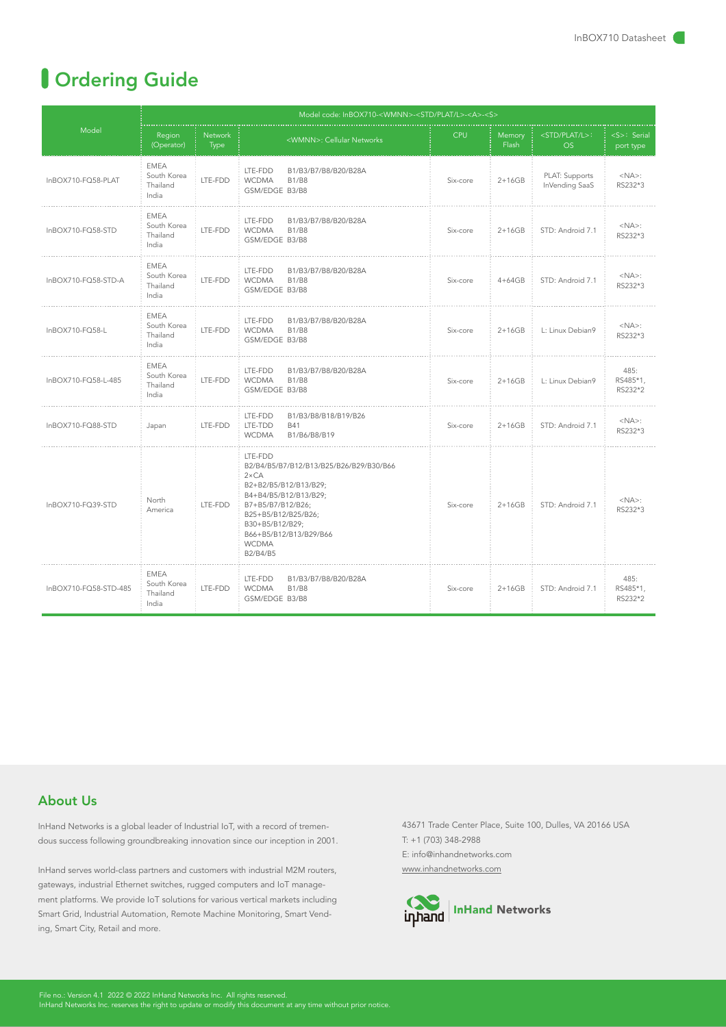# Ordering Guide

| Model | Model code: InBOX710-<WMNN>-<STD/PLAT/L>-<A>-<S> | | | | | | |
|---|---|---|---|---|---|---|---|
| | Region (Operator) | Network Type | <WMNN>: Cellular Networks | CPU | Memory Flash | <STD/PLAT/L>: OS | <S>: Serial port type |
| InBOX710-FQ58-PLAT | EMEA South Korea Thailand India | LTE-FDD | LTE-FDD B1/B3/B7/B8/B20/B28A WCDMA B1/B8 GSM/EDGE B3/B8 | Six-core | 2+16GB | PLAT: Supports InVending SaaS | <NA>: RS232*3 |
| InBOX710-FQ58-STD | EMEA South Korea Thailand India | LTE-FDD | LTE-FDD B1/B3/B7/B8/B20/B28A WCDMA B1/B8 GSM/EDGE B3/B8 | Six-core | 2+16GB | STD: Android 7.1 | <NA>: RS232*3 |
| InBOX710-FQ58-STD-A | EMEA South Korea Thailand India | LTE-FDD | LTE-FDD B1/B3/B7/B8/B20/B28A WCDMA B1/B8 GSM/EDGE B3/B8 | Six-core | 4+64GB | STD: Android 7.1 | <NA>: RS232*3 |
| InBOX710-FQ58-L | EMEA South Korea Thailand India | LTE-FDD | LTE-FDD B1/B3/B7/B8/B20/B28A WCDMA B1/B8 GSM/EDGE B3/B8 | Six-core | 2+16GB | L: Linux Debian9 | <NA>: RS232*3 |
| InBOX710-FQ58-L-485 | EMEA South Korea Thailand India | LTE-FDD | LTE-FDD B1/B3/B7/B8/B20/B28A WCDMA B1/B8 GSM/EDGE B3/B8 | Six-core | 2+16GB | L: Linux Debian9 | 485: RS485*1, RS232*2 |
| InBOX710-FQ88-STD | Japan | LTE-FDD | LTE-FDD B1/B3/B8/B18/B19/B26 LTE-TDD B41 WCDMA B1/B6/B8/B19 | Six-core | 2+16GB | STD: Android 7.1 | <NA>: RS232*3 |
| InBOX710-FQ39-STD | North America | LTE-FDD | LTE-FDD B2/B4/B5/B7/B12/B13/B25/B26/B29/B30/B66 2×CA B2+B2/B5/B12/B13/B29; B4+B4/B5/B12/B13/B29; B7+B5/B7/B12/B26; B25+B5/B12/B25/B26; B30+B5/B12/B29; B66+B5/B12/B13/B29/B66 WCDMA B2/B4/B5 | Six-core | 2+16GB | STD: Android 7.1 | <NA>: RS232*3 |
| InBOX710-FQ58-STD-485 | EMEA South Korea Thailand India | LTE-FDD | LTE-FDD B1/B3/B7/B8/B20/B28A WCDMA B1/B8 GSM/EDGE B3/B8 | Six-core | 2+16GB | STD: Android 7.1 | 485: RS485*1, RS232*2 |

## About Us

InHand Networks is a global leader of Industrial IoT, with a record of tremendous success following groundbreaking innovation since our inception in 2001.

InHand serves world-class partners and customers with industrial M2M routers, gateways, industrial Ethernet switches, rugged computers and IoT management platforms. We provide IoT solutions for various vertical markets including Smart Grid, Industrial Automation, Remote Machine Monitoring, Smart Vending, Smart City, Retail and more.

43671 Trade Center Place, Suite 100, Dulles, VA 20166 USA
T: +1 (703) 348-2988
E: info@inhandnetworks.com
www.inhandnetworks.com

InHand Networks

File no.: Version 4.1 2022 © 2022 InHand Networks Inc. All rights reserved.
InHand Networks Inc. reserves the right to update or modify this document at any time without prior notice.